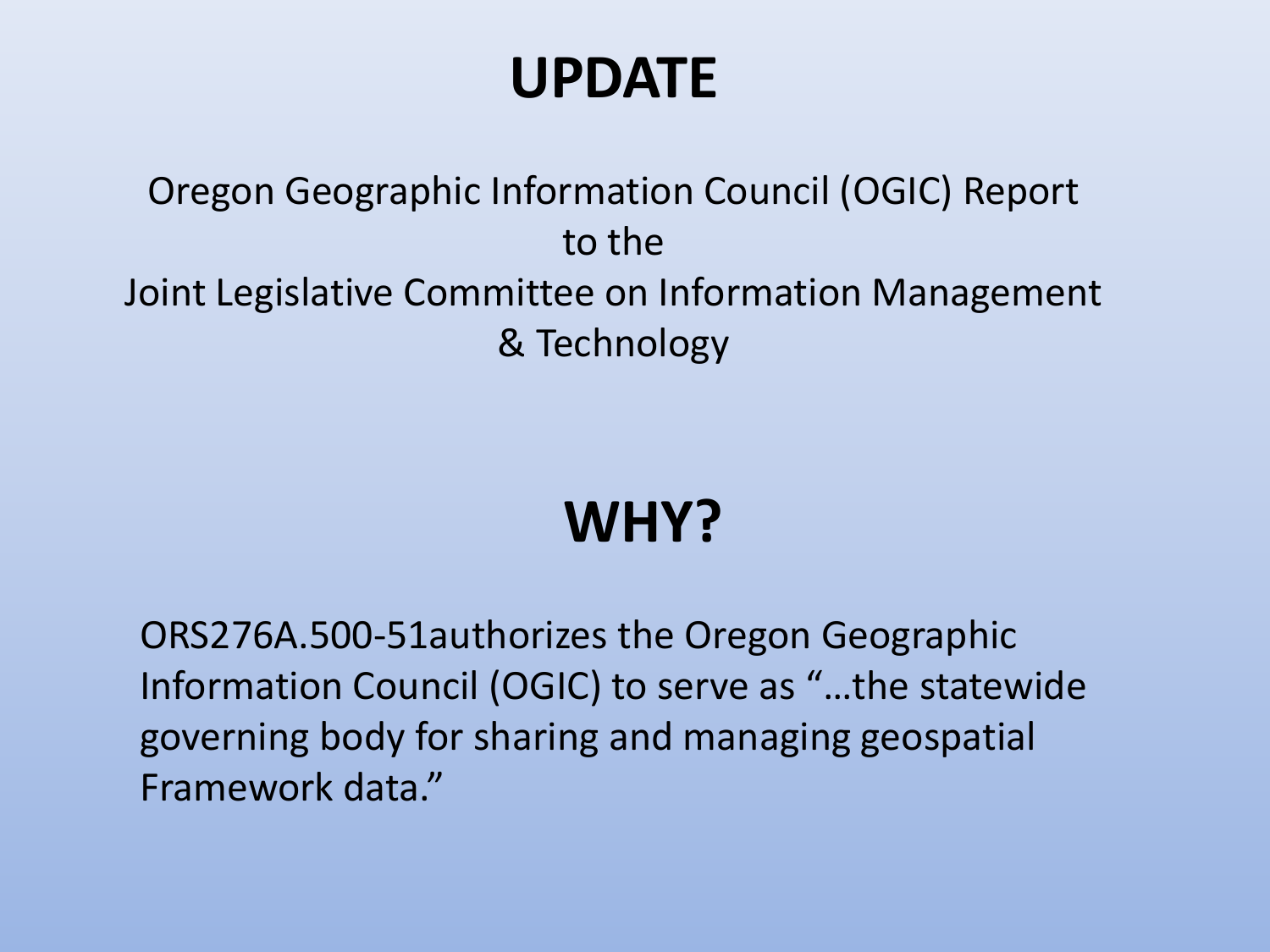# UPDATE

Oregon Geographic Information Council (OGIC) Report
to the
Joint Legislative Committee on Information Management
& Technology

# WHY?

ORS276A.500-51authorizes the Oregon Geographic Information Council (OGIC) to serve as "…the statewide governing body for sharing and managing geospatial Framework data."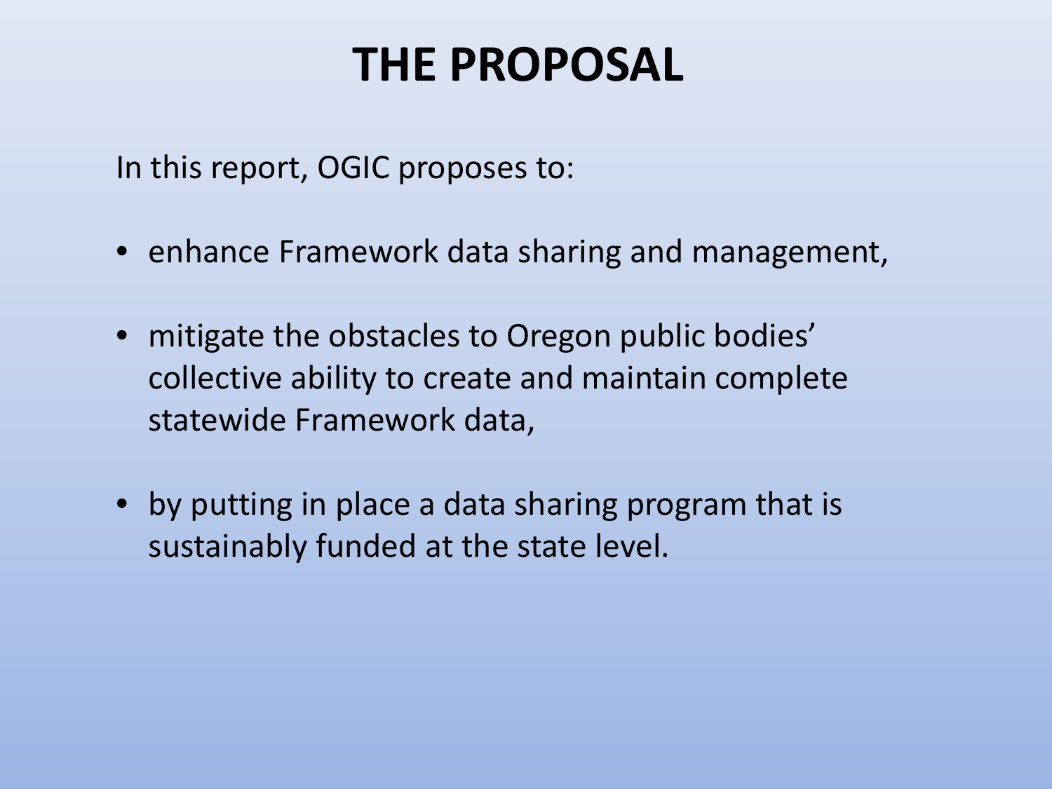# THE PROPOSAL

In this report, OGIC proposes to:

- enhance Framework data sharing and management,
- mitigate the obstacles to Oregon public bodies' collective ability to create and maintain complete statewide Framework data,
- by putting in place a data sharing program that is sustainably funded at the state level.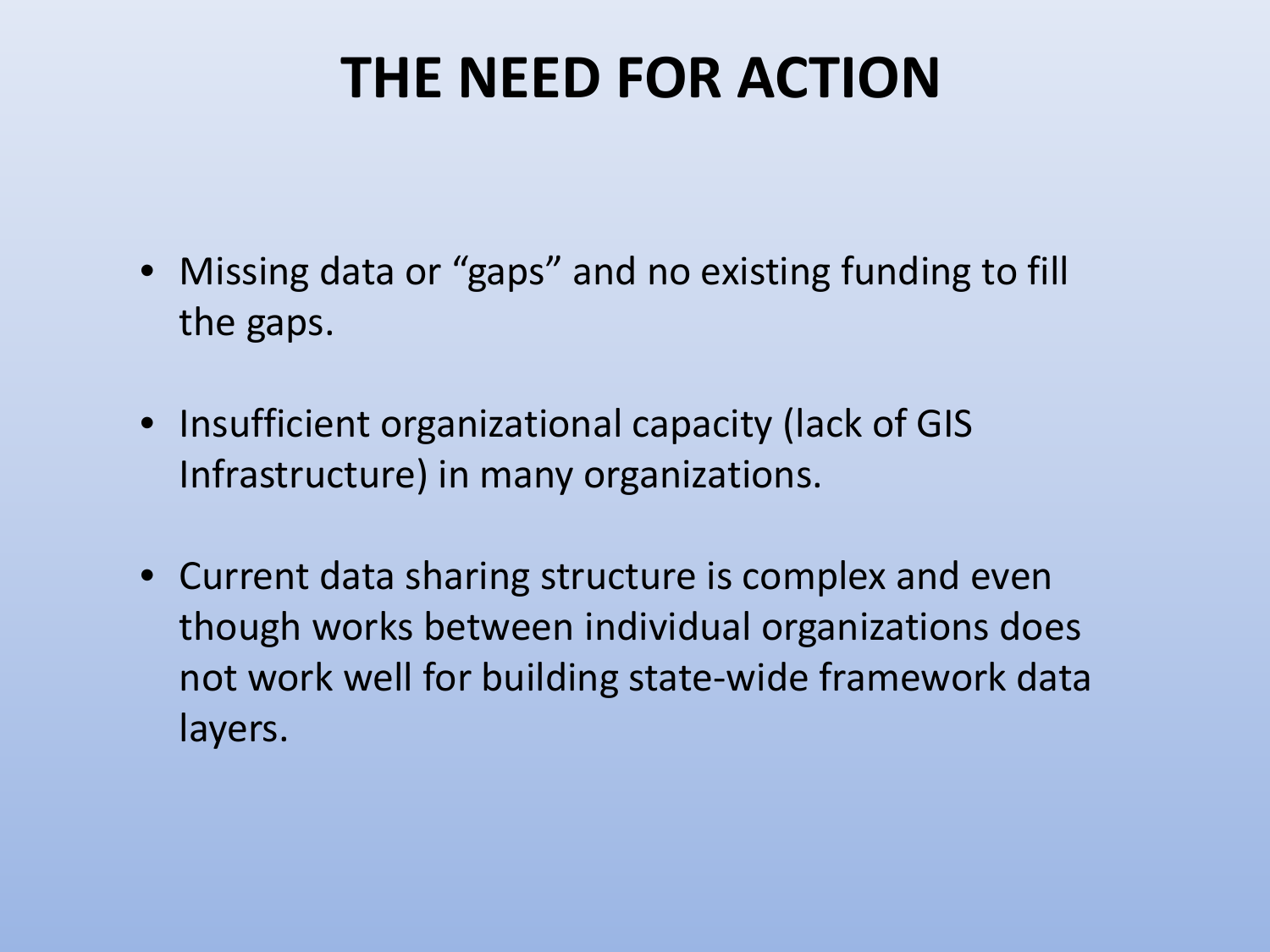# THE NEED FOR ACTION

- Missing data or "gaps" and no existing funding to fill the gaps.
- Insufficient organizational capacity (lack of GIS Infrastructure) in many organizations.
- Current data sharing structure is complex and even though works between individual organizations does not work well for building state-wide framework data layers.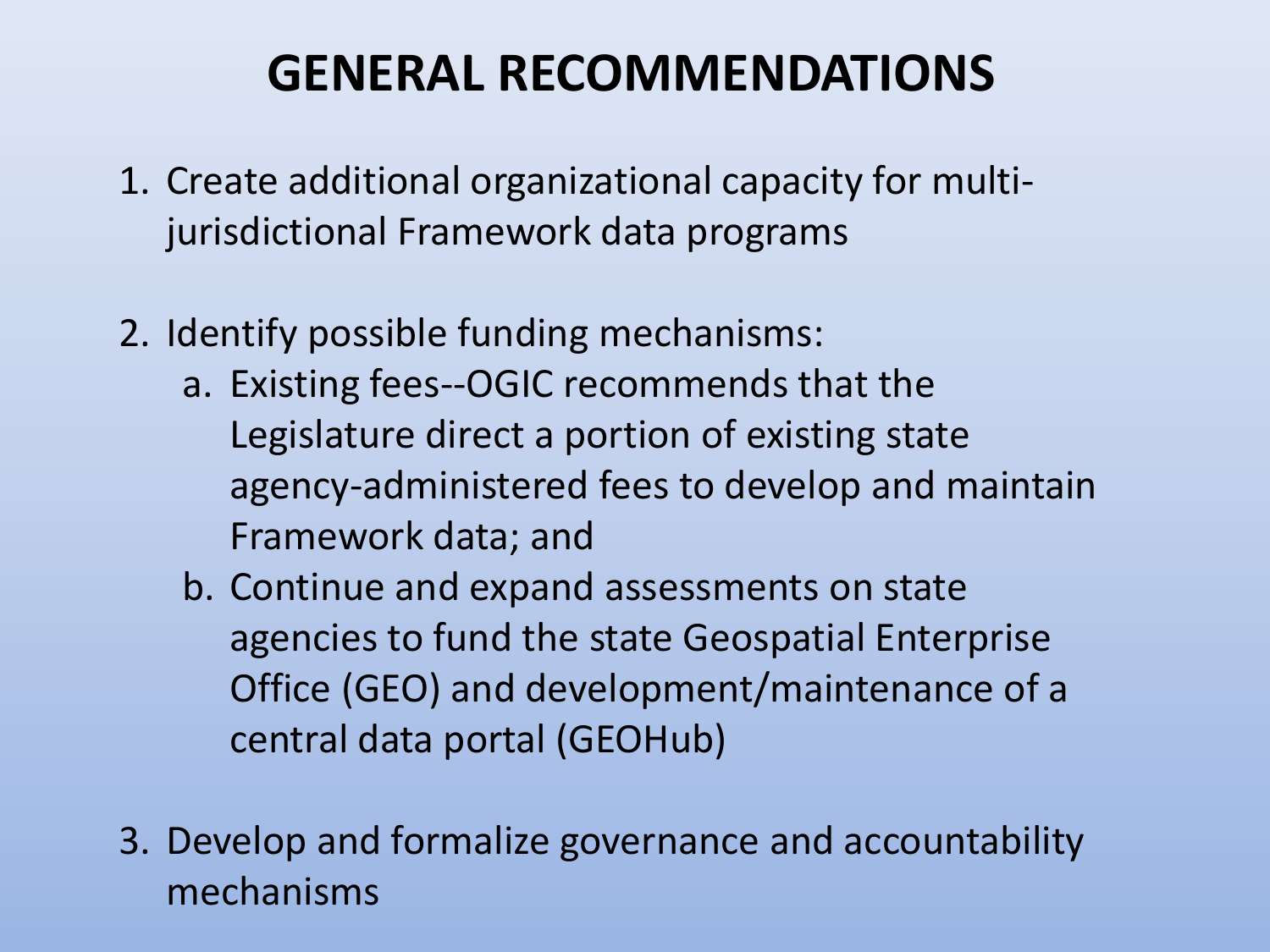# GENERAL RECOMMENDATIONS

1. Create additional organizational capacity for multi-jurisdictional Framework data programs

2. Identify possible funding mechanisms:
   a. Existing fees--OGIC recommends that the Legislature direct a portion of existing state agency-administered fees to develop and maintain Framework data; and
   b. Continue and expand assessments on state agencies to fund the state Geospatial Enterprise Office (GEO) and development/maintenance of a central data portal (GEOHub)

3. Develop and formalize governance and accountability mechanisms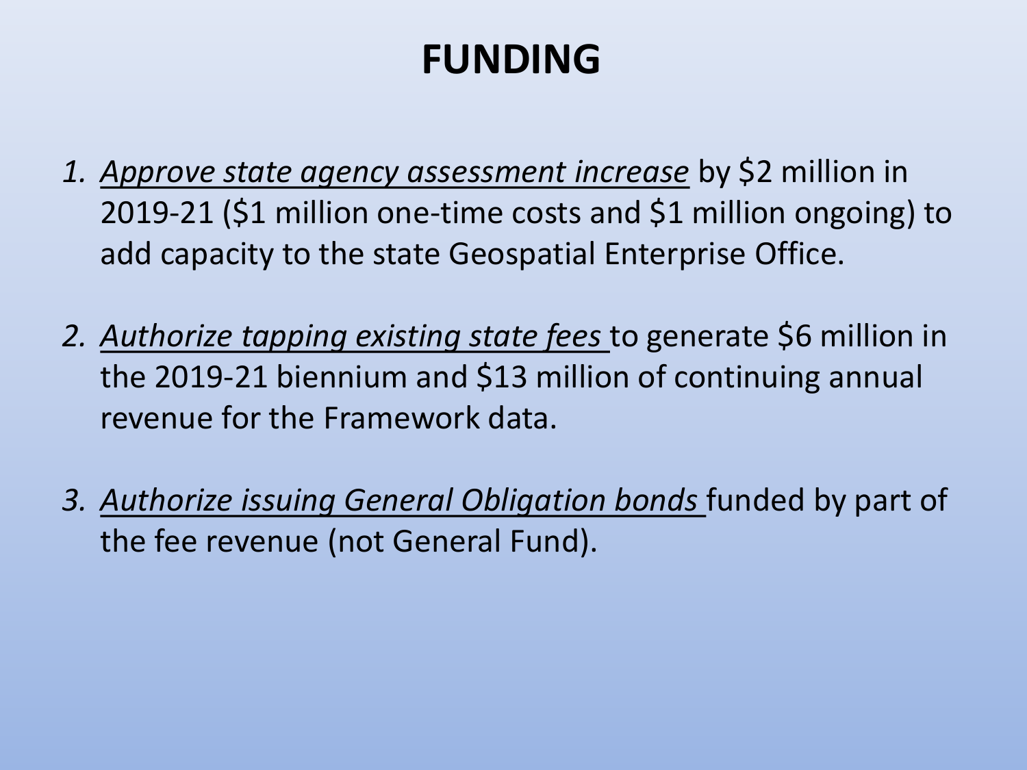# FUNDING

1. *Approve state agency assessment increase* by $2 million in 2019-21 ($1 million one-time costs and $1 million ongoing) to add capacity to the state Geospatial Enterprise Office.
2. *Authorize tapping existing state fees* to generate $6 million in the 2019-21 biennium and $13 million of continuing annual revenue for the Framework data.
3. *Authorize issuing General Obligation bonds* funded by part of the fee revenue (not General Fund).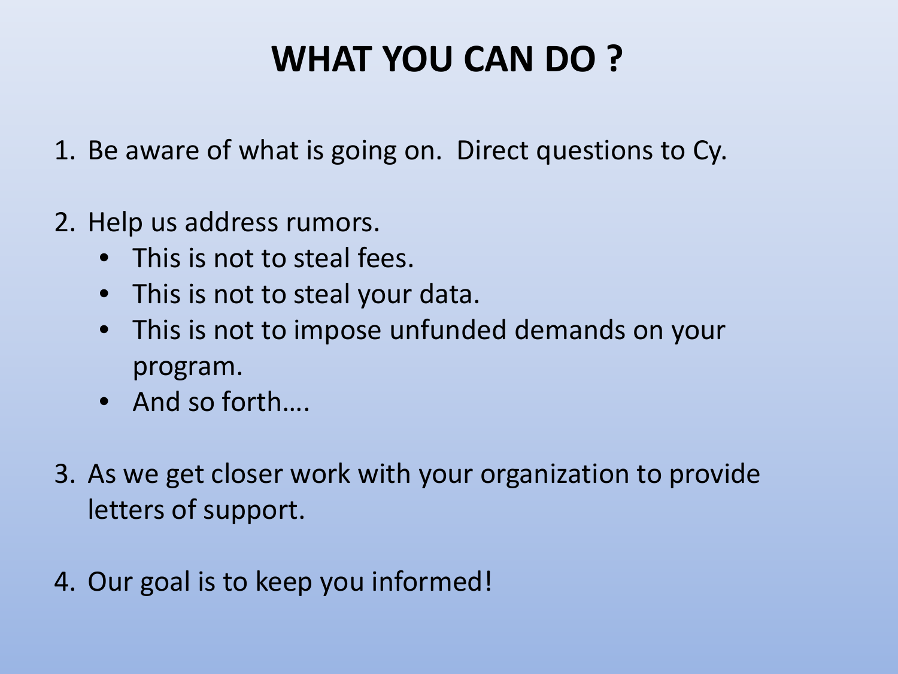# WHAT YOU CAN DO ?

1. Be aware of what is going on.  Direct questions to Cy.

2. Help us address rumors.
   - This is not to steal fees.
   - This is not to steal your data.
   - This is not to impose unfunded demands on your program.
   - And so forth….

3. As we get closer work with your organization to provide letters of support.

4. Our goal is to keep you informed!